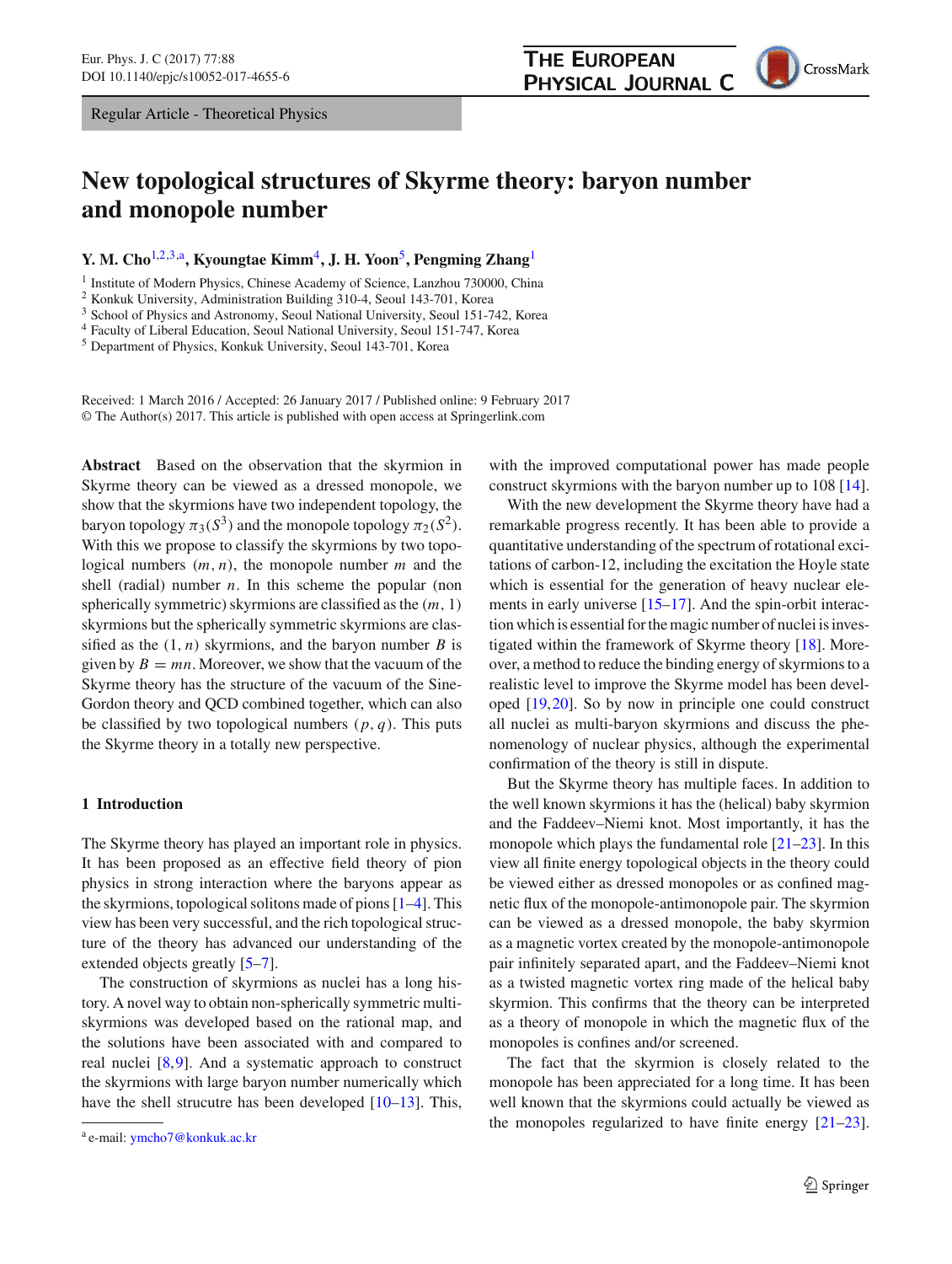Regular Article - Theoretical Physics

# New topological structures of Skyrme theory: baryon number and monopole number

**Y. M. Cho**[1,2,3,a], **Kyoungtae Kimm**[4], **J. H. Yoon**[5], **Pengming Zhang**[1]

[1] Institute of Modern Physics, Chinese Academy of Science, Lanzhou 730000, China
[2] Konkuk University, Administration Building 310-4, Seoul 143-701, Korea
[3] School of Physics and Astronomy, Seoul National University, Seoul 151-742, Korea
[4] Faculty of Liberal Education, Seoul National University, Seoul 151-747, Korea
[5] Department of Physics, Konkuk University, Seoul 143-701, Korea

Received: 1 March 2016 / Accepted: 26 January 2017 / Published online: 9 February 2017
© The Author(s) 2017. This article is published with open access at Springerlink.com

**Abstract** Based on the observation that the skyrmion in Skyrme theory can be viewed as a dressed monopole, we show that the skyrmions have two independent topology, the baryon topology $\pi_3(S^3)$ and the monopole topology $\pi_2(S^2)$. With this we propose to classify the skyrmions by two topological numbers $(m, n)$, the monopole number $m$ and the shell (radial) number $n$. In this scheme the popular (non spherically symmetric) skyrmions are classified as the $(m, 1)$ skyrmions but the spherically symmetric skyrmions are classified as the $(1, n)$ skyrmions, and the baryon number $B$ is given by $B = mn$. Moreover, we show that the vacuum of the Skyrme theory has the structure of the vacuum of the Sine-Gordon theory and QCD combined together, which can also be classified by two topological numbers $(p, q)$. This puts the Skyrme theory in a totally new perspective.

## 1 Introduction

The Skyrme theory has played an important role in physics. It has been proposed as an effective field theory of pion physics in strong interaction where the baryons appear as the skyrmions, topological solitons made of pions [1–4]. This view has been very successful, and the rich topological structure of the theory has advanced our understanding of the extended objects greatly [5–7].

The construction of skyrmions as nuclei has a long history. A novel way to obtain non-spherically symmetric multi-skyrmions was developed based on the rational map, and the solutions have been associated with and compared to real nuclei [8,9]. And a systematic approach to construct the skyrmions with large baryon number numerically which have the shell strucutre has been developed [10–13]. This, with the improved computational power has made people construct skyrmions with the baryon number up to 108 [14].

With the new development the Skyrme theory have had a remarkable progress recently. It has been able to provide a quantitative understanding of the spectrum of rotational excitations of carbon-12, including the excitation the Hoyle state which is essential for the generation of heavy nuclear elements in early universe [15–17]. And the spin-orbit interaction which is essential for the magic number of nuclei is investigated within the framework of Skyrme theory [18]. Moreover, a method to reduce the binding energy of skyrmions to a realistic level to improve the Skyrme model has been developed [19,20]. So by now in principle one could construct all nuclei as multi-baryon skyrmions and discuss the phenomenology of nuclear physics, although the experimental confirmation of the theory is still in dispute.

But the Skyrme theory has multiple faces. In addition to the well known skyrmions it has the (helical) baby skyrmion and the Faddeev–Niemi knot. Most importantly, it has the monopole which plays the fundamental role [21–23]. In this view all finite energy topological objects in the theory could be viewed either as dressed monopoles or as confined magnetic flux of the monopole-antimonopole pair. The skyrmion can be viewed as a dressed monopole, the baby skyrmion as a magnetic vortex created by the monopole-antimonopole pair infinitely separated apart, and the Faddeev–Niemi knot as a twisted magnetic vortex ring made of the helical baby skyrmion. This confirms that the theory can be interpreted as a theory of monopole in which the magnetic flux of the monopoles is confines and/or screened.

The fact that the skyrmion is closely related to the monopole has been appreciated for a long time. It has been well known that the skyrmions could actually be viewed as the monopoles regularized to have finite energy [21–23].

[a] e-mail: ymcho7@konkuk.ac.kr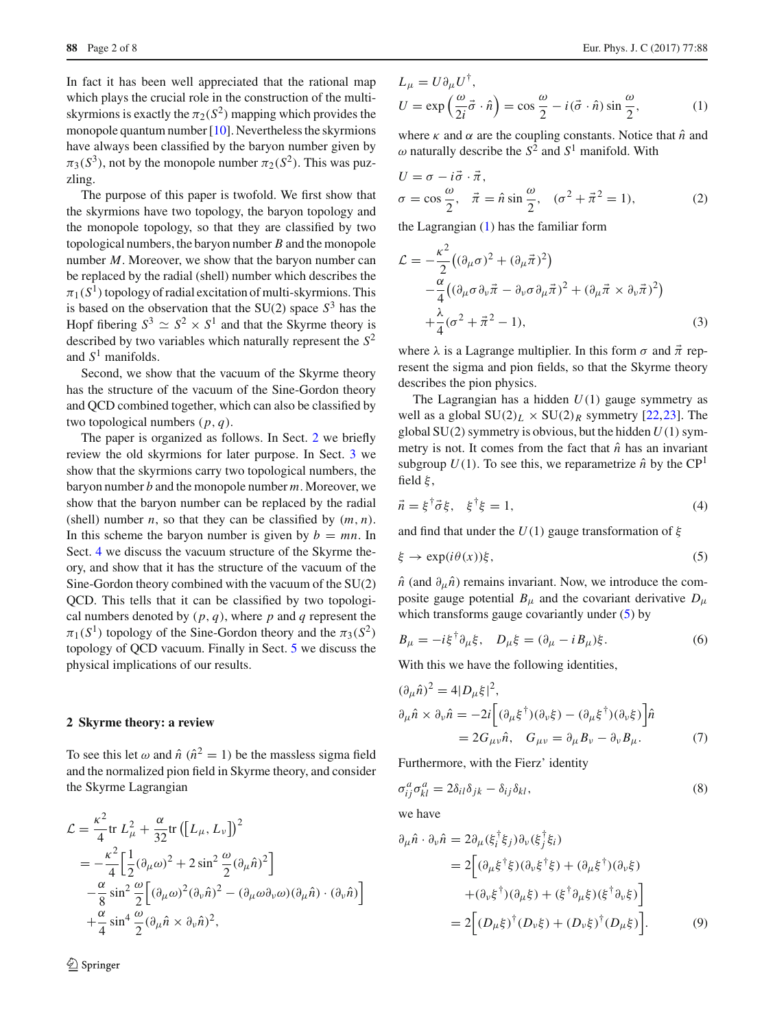In fact it has been well appreciated that the rational map which plays the crucial role in the construction of the multi-skyrmions is exactly the $\pi_2(S^2)$ mapping which provides the monopole quantum number [10]. Nevertheless the skyrmions have always been classified by the baryon number given by $\pi_3(S^3)$, not by the monopole number $\pi_2(S^2)$. This was puzzling.

The purpose of this paper is twofold. We first show that the skyrmions have two topology, the baryon topology and the monopole topology, so that they are classified by two topological numbers, the baryon number $B$ and the monopole number $M$. Moreover, we show that the baryon number can be replaced by the radial (shell) number which describes the $\pi_1(S^1)$ topology of radial excitation of multi-skyrmions. This is based on the observation that the SU(2) space $S^3$ has the Hopf fibering $S^3 \simeq S^2 \times S^1$ and that the Skyrme theory is described by two variables which naturally represent the $S^2$ and $S^1$ manifolds.

Second, we show that the vacuum of the Skyrme theory has the structure of the vacuum of the Sine-Gordon theory and QCD combined together, which can also be classified by two topological numbers $(p, q)$.

The paper is organized as follows. In Sect. 2 we briefly review the old skyrmions for later purpose. In Sect. 3 we show that the skyrmions carry two topological numbers, the baryon number $b$ and the monopole number $m$. Moreover, we show that the baryon number can be replaced by the radial (shell) number $n$, so that they are classified by $(m, n)$. In this scheme the baryon number is given by $b = mn$. In Sect. 4 we discuss the vacuum structure of the Skyrme theory, and show that it has the structure of the vacuum of the Sine-Gordon theory combined with the vacuum of the SU(2) QCD. This tells that it can be classified by two topological numbers denoted by $(p, q)$, where $p$ and $q$ represent the $\pi_1(S^1)$ topology of the Sine-Gordon theory and the $\pi_3(S^2)$ topology of QCD vacuum. Finally in Sect. 5 we discuss the physical implications of our results.

## 2 Skyrme theory: a review

To see this let $\omega$ and $\hat{n}$ ($\hat{n}^2 = 1$) be the massless sigma field and the normalized pion field in Skyrme theory, and consider the Skyrme Lagrangian

$$
\begin{aligned}
\mathcal{L} &= \frac{\kappa^2}{4} \mathrm{tr}\, L_\mu^2 + \frac{\alpha}{32} \mathrm{tr}\left(\left[L_\mu, L_\nu\right]\right)^2 \\
&= -\frac{\kappa^2}{4}\Big[\frac{1}{2}(\partial_\mu \omega)^2 + 2\sin^2\frac{\omega}{2}(\partial_\mu \hat{n})^2\Big] \\
&\quad -\frac{\alpha}{8}\sin^2\frac{\omega}{2}\Big[(\partial_\mu\omega)^2(\partial_\nu\hat{n})^2 - (\partial_\mu\omega\partial_\nu\omega)(\partial_\mu\hat{n})\cdot(\partial_\nu\hat{n})\Big] \\
&\quad +\frac{\alpha}{4}\sin^4\frac{\omega}{2}(\partial_\mu\hat{n}\times\partial_\nu\hat{n})^2,
\end{aligned}
$$

$$
\begin{aligned}
&L_\mu = U\partial_\mu U^\dagger, \\
&U = \exp\Big(\frac{\omega}{2i}\vec{\sigma}\cdot\hat{n}\Big) = \cos\frac{\omega}{2} - i(\vec{\sigma}\cdot\hat{n})\sin\frac{\omega}{2},
\end{aligned} \tag{1}
$$

where $\kappa$ and $\alpha$ are the coupling constants. Notice that $\hat{n}$ and $\omega$ naturally describe the $S^2$ and $S^1$ manifold. With

$$
\begin{aligned}
&U = \sigma - i\vec{\sigma}\cdot\vec{\pi}, \\
&\sigma = \cos\frac{\omega}{2}, \quad \vec{\pi} = \hat{n}\sin\frac{\omega}{2}, \quad (\sigma^2 + \vec{\pi}^2 = 1),
\end{aligned} \tag{2}
$$

the Lagrangian (1) has the familiar form

$$
\begin{aligned}
\mathcal{L} = &-\frac{\kappa^2}{2}\big((\partial_\mu\sigma)^2 + (\partial_\mu\vec{\pi})^2\big) \\
&-\frac{\alpha}{4}\big((\partial_\mu\sigma\partial_\nu\vec{\pi} - \partial_\nu\sigma\partial_\mu\vec{\pi})^2 + (\partial_\mu\vec{\pi}\times\partial_\nu\vec{\pi})^2\big) \\
&+\frac{\lambda}{4}(\sigma^2 + \vec{\pi}^2 - 1),
\end{aligned} \tag{3}
$$

where $\lambda$ is a Lagrange multiplier. In this form $\sigma$ and $\vec{\pi}$ represent the sigma and pion fields, so that the Skyrme theory describes the pion physics.

The Lagrangian has a hidden $U(1)$ gauge symmetry as well as a global $\mathrm{SU}(2)_L \times \mathrm{SU}(2)_R$ symmetry [22,23]. The global SU(2) symmetry is obvious, but the hidden $U(1)$ symmetry is not. It comes from the fact that $\hat{n}$ has an invariant subgroup $U(1)$. To see this, we reparametrize $\hat{n}$ by the $\mathrm{CP}^1$ field $\xi$,

$$
\vec{n} = \xi^\dagger\vec{\sigma}\xi, \quad \xi^\dagger\xi = 1, \tag{4}
$$

and find that under the $U(1)$ gauge transformation of $\xi$

$$
\xi \rightarrow \exp(i\theta(x))\xi, \tag{5}
$$

$\hat{n}$ (and $\partial_\mu\hat{n}$) remains invariant. Now, we introduce the composite gauge potential $B_\mu$ and the covariant derivative $D_\mu$ which transforms gauge covariantly under (5) by

$$
B_\mu = -i\xi^\dagger\partial_\mu\xi, \quad D_\mu\xi = (\partial_\mu - iB_\mu)\xi. \tag{6}
$$

With this we have the following identities,

$$
\begin{aligned}
&(\partial_\mu\hat{n})^2 = 4|D_\mu\xi|^2, \\
&\partial_\mu\hat{n}\times\partial_\nu\hat{n} = -2i\Big[(\partial_\mu\xi^\dagger)(\partial_\nu\xi) - (\partial_\mu\xi^\dagger)(\partial_\nu\xi)\Big]\hat{n} \\
&\qquad = 2G_{\mu\nu}\hat{n}, \quad G_{\mu\nu} = \partial_\mu B_\nu - \partial_\nu B_\mu.
\end{aligned} \tag{7}
$$

Furthermore, with the Fierz' identity

$$
\sigma^a_{ij}\sigma^a_{kl} = 2\delta_{il}\delta_{jk} - \delta_{ij}\delta_{kl}, \tag{8}
$$

we have

$$
\begin{aligned}
\partial_\mu\hat{n}\cdot\partial_\nu\hat{n} &= 2\partial_\mu(\xi_i^\dagger\xi_j)\partial_\nu(\xi_j^\dagger\xi_i) \\
&= 2\Big[(\partial_\mu\xi^\dagger\xi)(\partial_\nu\xi^\dagger\xi) + (\partial_\mu\xi^\dagger)(\partial_\nu\xi) \\
&\quad +(\partial_\nu\xi^\dagger)(\partial_\mu\xi) + (\xi^\dagger\partial_\mu\xi)(\xi^\dagger\partial_\nu\xi)\Big] \\
&= 2\Big[(D_\mu\xi)^\dagger(D_\nu\xi) + (D_\nu\xi)^\dagger(D_\mu\xi)\Big].
\end{aligned} \tag{9}
$$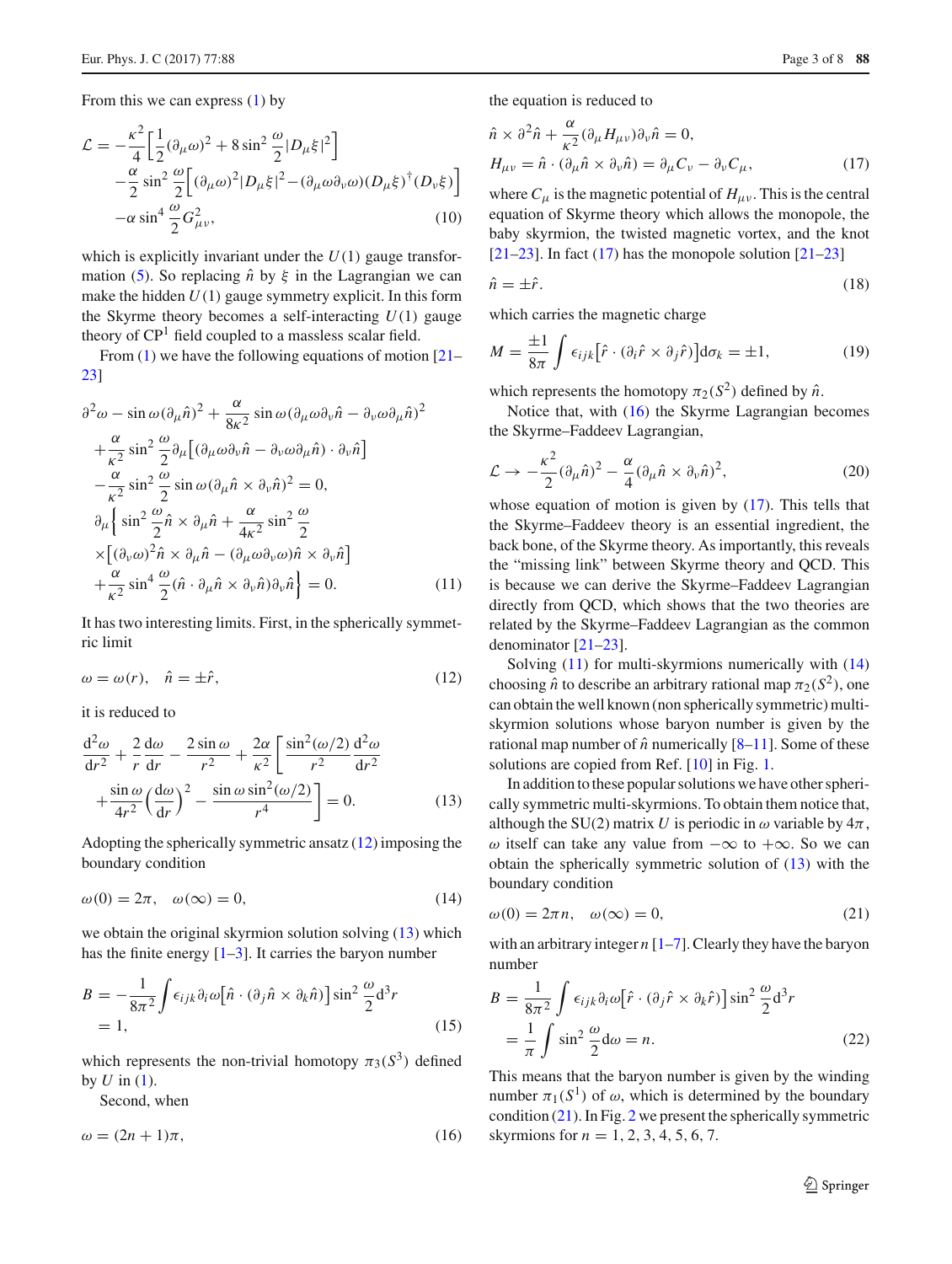From this we can express (1) by

$$
\begin{aligned}
\mathcal{L} = &-\frac{\kappa^2}{4}\Big[\frac{1}{2}(\partial_\mu\omega)^2 + 8\sin^2\frac{\omega}{2}|D_\mu\xi|^2\Big] \\
&-\frac{\alpha}{2}\sin^2\frac{\omega}{2}\Big[(\partial_\mu\omega)^2|D_\mu\xi|^2 - (\partial_\mu\omega\partial_\nu\omega)(D_\mu\xi)^\dagger(D_\nu\xi)\Big] \\
&-\alpha\sin^4\frac{\omega}{2}G_{\mu\nu}^2,
\end{aligned}
\tag{10}
$$

which is explicitly invariant under the $U(1)$ gauge transformation (5). So replacing $\hat{n}$ by $\xi$ in the Lagrangian we can make the hidden $U(1)$ gauge symmetry explicit. In this form the Skyrme theory becomes a self-interacting $U(1)$ gauge theory of CP$^1$ field coupled to a massless scalar field.

From (1) we have the following equations of motion [21–23]

$$
\begin{aligned}
&\partial^2\omega - \sin\omega(\partial_\mu\hat{n})^2 + \frac{\alpha}{8\kappa^2}\sin\omega(\partial_\mu\omega\partial_\nu\hat{n} - \partial_\nu\omega\partial_\mu\hat{n})^2 \\
&+\frac{\alpha}{\kappa^2}\sin^2\frac{\omega}{2}\partial_\mu\big[(\partial_\mu\omega\partial_\nu\hat{n} - \partial_\nu\omega\partial_\mu\hat{n})\cdot\partial_\nu\hat{n}\big] \\
&-\frac{\alpha}{\kappa^2}\sin^2\frac{\omega}{2}\sin\omega(\partial_\mu\hat{n}\times\partial_\nu\hat{n})^2 = 0, \\
&\partial_\mu\Big\{\sin^2\frac{\omega}{2}\hat{n}\times\partial_\mu\hat{n} + \frac{\alpha}{4\kappa^2}\sin^2\frac{\omega}{2} \\
&\times\big[(\partial_\nu\omega)^2\hat{n}\times\partial_\mu\hat{n} - (\partial_\mu\omega\partial_\nu\omega)\hat{n}\times\partial_\nu\hat{n}\big] \\
&+\frac{\alpha}{\kappa^2}\sin^4\frac{\omega}{2}(\hat{n}\cdot\partial_\mu\hat{n}\times\partial_\nu\hat{n})\partial_\nu\hat{n}\Big\} = 0.
\end{aligned}
\tag{11}
$$

It has two interesting limits. First, in the spherically symmetric limit

$$
\omega = \omega(r), \quad \hat{n} = \pm\hat{r},
\tag{12}
$$

it is reduced to

$$
\begin{aligned}
&\frac{d^2\omega}{dr^2} + \frac{2}{r}\frac{d\omega}{dr} - \frac{2\sin\omega}{r^2} + \frac{2\alpha}{\kappa^2}\Big[\frac{\sin^2(\omega/2)}{r^2}\frac{d^2\omega}{dr^2} \\
&+\frac{\sin\omega}{4r^2}\Big(\frac{d\omega}{dr}\Big)^2 - \frac{\sin\omega\sin^2(\omega/2)}{r^4}\Big] = 0.
\end{aligned}
\tag{13}
$$

Adopting the spherically symmetric ansatz (12) imposing the boundary condition

$$
\omega(0) = 2\pi, \quad \omega(\infty) = 0,
\tag{14}
$$

we obtain the original skyrmion solution solving (13) which has the finite energy [1–3]. It carries the baryon number

$$
\begin{aligned}
B &= -\frac{1}{8\pi^2}\int\epsilon_{ijk}\partial_i\omega\big[\hat{n}\cdot(\partial_j\hat{n}\times\partial_k\hat{n})\big]\sin^2\frac{\omega}{2}d^3r \\
&= 1,
\end{aligned}
\tag{15}
$$

which represents the non-trivial homotopy $\pi_3(S^3)$ defined by $U$ in (1).

Second, when

$$
\omega = (2n+1)\pi,
\tag{16}
$$

the equation is reduced to

$$
\begin{aligned}
&\hat{n}\times\partial^2\hat{n} + \frac{\alpha}{\kappa^2}(\partial_\mu H_{\mu\nu})\partial_\nu\hat{n} = 0, \\
&H_{\mu\nu} = \hat{n}\cdot(\partial_\mu\hat{n}\times\partial_\nu\hat{n}) = \partial_\mu C_\nu - \partial_\nu C_\mu,
\end{aligned}
\tag{17}
$$

where $C_\mu$ is the magnetic potential of $H_{\mu\nu}$. This is the central equation of Skyrme theory which allows the monopole, the baby skyrmion, the twisted magnetic vortex, and the knot [21–23]. In fact (17) has the monopole solution [21–23]

$$
\hat{n} = \pm\hat{r}.
\tag{18}
$$

which carries the magnetic charge

$$
M = \frac{\pm 1}{8\pi}\int\epsilon_{ijk}\big[\hat{r}\cdot(\partial_i\hat{r}\times\partial_j\hat{r})\big]d\sigma_k = \pm 1,
\tag{19}
$$

which represents the homotopy $\pi_2(S^2)$ defined by $\hat{n}$.

Notice that, with (16) the Skyrme Lagrangian becomes the Skyrme–Faddeev Lagrangian,

$$
\mathcal{L} \rightarrow -\frac{\kappa^2}{2}(\partial_\mu\hat{n})^2 - \frac{\alpha}{4}(\partial_\mu\hat{n}\times\partial_\nu\hat{n})^2,
\tag{20}
$$

whose equation of motion is given by (17). This tells that the Skyrme–Faddeev theory is an essential ingredient, the back bone, of the Skyrme theory. As importantly, this reveals the "missing link" between Skyrme theory and QCD. This is because we can derive the Skyrme–Faddeev Lagrangian directly from QCD, which shows that the two theories are related by the Skyrme–Faddeev Lagrangian as the common denominator [21–23].

Solving (11) for multi-skyrmions numerically with (14) choosing $\hat{n}$ to describe an arbitrary rational map $\pi_2(S^2)$, one can obtain the well known (non spherically symmetric) multi-skyrmion solutions whose baryon number is given by the rational map number of $\hat{n}$ numerically [8–11]. Some of these solutions are copied from Ref. [10] in Fig. 1.

In addition to these popular solutions we have other spherically symmetric multi-skyrmions. To obtain them notice that, although the SU(2) matrix $U$ is periodic in $\omega$ variable by $4\pi$, $\omega$ itself can take any value from $-\infty$ to $+\infty$. So we can obtain the spherically symmetric solution of (13) with the boundary condition

$$
\omega(0) = 2\pi n, \quad \omega(\infty) = 0,
\tag{21}
$$

with an arbitrary integer $n$ [1–7]. Clearly they have the baryon number

$$
\begin{aligned}
B &= \frac{1}{8\pi^2}\int\epsilon_{ijk}\partial_i\omega\big[\hat{r}\cdot(\partial_j\hat{r}\times\partial_k\hat{r})\big]\sin^2\frac{\omega}{2}d^3r \\
&= \frac{1}{\pi}\int\sin^2\frac{\omega}{2}d\omega = n.
\end{aligned}
\tag{22}
$$

This means that the baryon number is given by the winding number $\pi_1(S^1)$ of $\omega$, which is determined by the boundary condition (21). In Fig. 2 we present the spherically symmetric skyrmions for $n = 1, 2, 3, 4, 5, 6, 7$.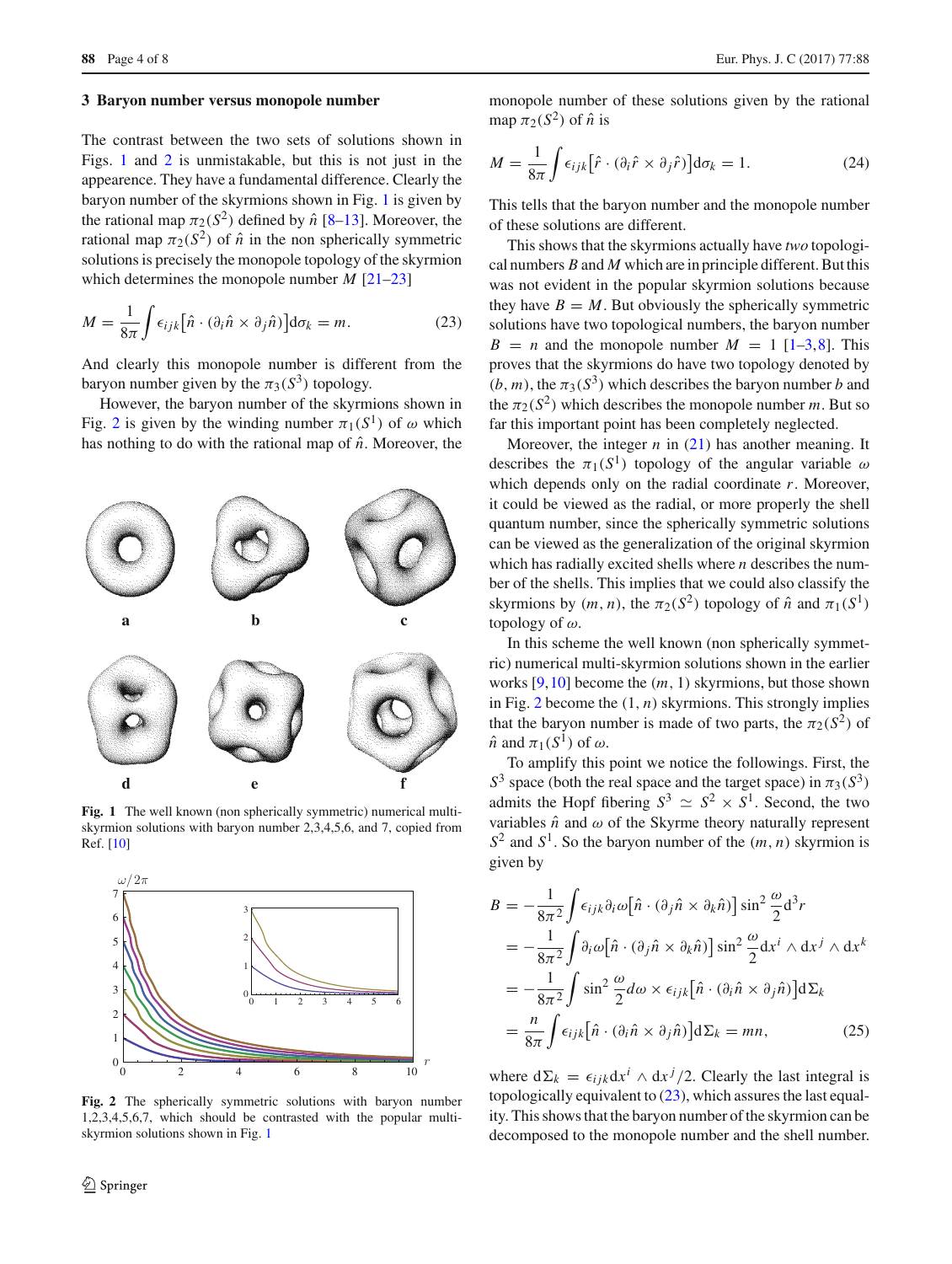## 3 Baryon number versus monopole number

The contrast between the two sets of solutions shown in Figs. 1 and 2 is unmistakable, but this is not just in the appearence. They have a fundamental difference. Clearly the baryon number of the skyrmions shown in Fig. 1 is given by the rational map $\pi_2(S^2)$ defined by $\hat{n}$ [8–13]. Moreover, the rational map $\pi_2(S^2)$ of $\hat{n}$ in the non spherically symmetric solutions is precisely the monopole topology of the skyrmion which determines the monopole number $M$ [21–23]

$$M = \frac{1}{8\pi}\int \epsilon_{ijk}\big[\hat{n}\cdot(\partial_i\hat{n}\times\partial_j\hat{n})\big]\mathrm{d}\sigma_k = m. \tag{23}$$

And clearly this monopole number is different from the baryon number given by the $\pi_3(S^3)$ topology.

However, the baryon number of the skyrmions shown in Fig. 2 is given by the winding number $\pi_1(S^1)$ of $\omega$ which has nothing to do with the rational map of $\hat{n}$. Moreover, the monopole number of these solutions given by the rational map $\pi_2(S^2)$ of $\hat{n}$ is

$$M = \frac{1}{8\pi}\int \epsilon_{ijk}\big[\hat{r}\cdot(\partial_i\hat{r}\times\partial_j\hat{r})\big]\mathrm{d}\sigma_k = 1. \tag{24}$$

This tells that the baryon number and the monopole number of these solutions are different.

Fig. 1 The well known (non spherically symmetric) numerical multi-skyrmion solutions with baryon number 2,3,4,5,6, and 7, copied from Ref. [10]

Fig. 2 The spherically symmetric solutions with baryon number 1,2,3,4,5,6,7, which should be contrasted with the popular multi-skyrmion solutions shown in Fig. 1

This shows that the skyrmions actually have *two* topological numbers $B$ and $M$ which are in principle different. But this was not evident in the popular skyrmion solutions because they have $B = M$. But obviously the spherically symmetric solutions have two topological numbers, the baryon number $B = n$ and the monopole number $M = 1$ [1–3,8]. This proves that the skyrmions do have two topology denoted by $(b, m)$, the $\pi_3(S^3)$ which describes the baryon number $b$ and the $\pi_2(S^2)$ which describes the monopole number $m$. But so far this important point has been completely neglected.

Moreover, the integer $n$ in (21) has another meaning. It describes the $\pi_1(S^1)$ topology of the angular variable $\omega$ which depends only on the radial coordinate $r$. Moreover, it could be viewed as the radial, or more properly the shell quantum number, since the spherically symmetric solutions can be viewed as the generalization of the original skyrmion which has radially excited shells where $n$ describes the number of the shells. This implies that we could also classify the skyrmions by $(m, n)$, the $\pi_2(S^2)$ topology of $\hat{n}$ and $\pi_1(S^1)$ topology of $\omega$.

In this scheme the well known (non spherically symmetric) numerical multi-skyrmion solutions shown in the earlier works [9,10] become the $(m, 1)$ skyrmions, but those shown in Fig. 2 become the $(1, n)$ skyrmions. This strongly implies that the baryon number is made of two parts, the $\pi_2(S^2)$ of $\hat{n}$ and $\pi_1(S^1)$ of $\omega$.

To amplify this point we notice the followings. First, the $S^3$ space (both the real space and the target space) in $\pi_3(S^3)$ admits the Hopf fibering $S^3 \simeq S^2 \times S^1$. Second, the two variables $\hat{n}$ and $\omega$ of the Skyrme theory naturally represent $S^2$ and $S^1$. So the baryon number of the $(m, n)$ skyrmion is given by

$$\begin{aligned}
B &= -\frac{1}{8\pi^2}\int \epsilon_{ijk}\partial_i\omega\big[\hat{n}\cdot(\partial_j\hat{n}\times\partial_k\hat{n})\big]\sin^2\frac{\omega}{2}\mathrm{d}^3r \\
&= -\frac{1}{8\pi^2}\int \partial_i\omega\big[\hat{n}\cdot(\partial_j\hat{n}\times\partial_k\hat{n})\big]\sin^2\frac{\omega}{2}\mathrm{d}x^i\wedge\mathrm{d}x^j\wedge\mathrm{d}x^k \\
&= -\frac{1}{8\pi^2}\int \sin^2\frac{\omega}{2}d\omega\times\epsilon_{ijk}\big[\hat{n}\cdot(\partial_i\hat{n}\times\partial_j\hat{n})\big]\mathrm{d}\Sigma_k \\
&= \frac{n}{8\pi}\int \epsilon_{ijk}\big[\hat{n}\cdot(\partial_i\hat{n}\times\partial_j\hat{n})\big]\mathrm{d}\Sigma_k = mn,
\end{aligned} \tag{25}$$

where $\mathrm{d}\Sigma_k = \epsilon_{ijk}\mathrm{d}x^i\wedge\mathrm{d}x^j/2$. Clearly the last integral is topologically equivalent to (23), which assures the last equality. This shows that the baryon number of the skyrmion can be decomposed to the monopole number and the shell number.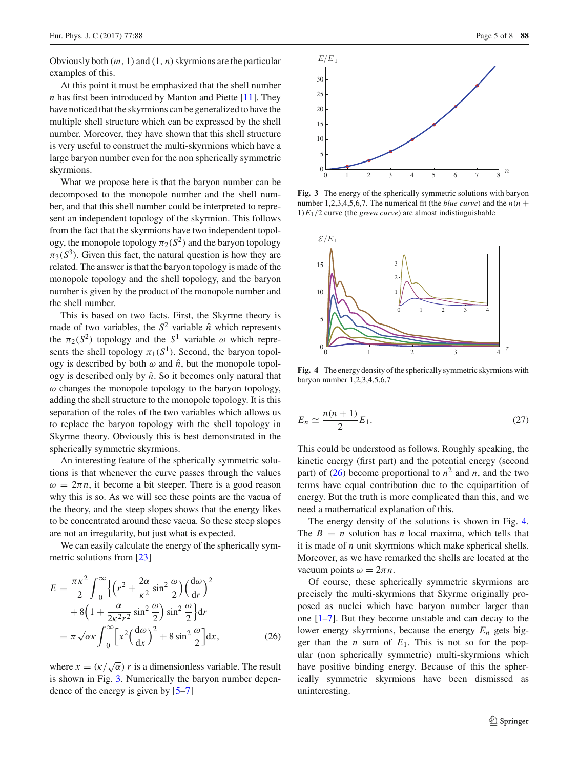Obviously both $(m, 1)$ and $(1, n)$ skyrmions are the particular examples of this.

At this point it must be emphasized that the shell number $n$ has first been introduced by Manton and Piette [11]. They have noticed that the skyrmions can be generalized to have the multiple shell structure which can be expressed by the shell number. Moreover, they have shown that this shell structure is very useful to construct the multi-skyrmions which have a large baryon number even for the non spherically symmetric skyrmions.

What we propose here is that the baryon number can be decomposed to the monopole number and the shell number, and that this shell number could be interpreted to represent an independent topology of the skyrmion. This follows from the fact that the skyrmions have two independent topology, the monopole topology $\pi_2(S^2)$ and the baryon topology $\pi_3(S^3)$. Given this fact, the natural question is how they are related. The answer is that the baryon topology is made of the monopole topology and the shell topology, and the baryon number is given by the product of the monopole number and the shell number.

This is based on two facts. First, the Skyrme theory is made of two variables, the $S^2$ variable $\hat{n}$ which represents the $\pi_2(S^2)$ topology and the $S^1$ variable $\omega$ which represents the shell topology $\pi_1(S^1)$. Second, the baryon topology is described by both $\omega$ and $\hat{n}$, but the monopole topology is described only by $\hat{n}$. So it becomes only natural that $\omega$ changes the monopole topology to the baryon topology, adding the shell structure to the monopole topology. It is this separation of the roles of the two variables which allows us to replace the baryon topology with the shell topology in Skyrme theory. Obviously this is best demonstrated in the spherically symmetric skyrmions.

An interesting feature of the spherically symmetric solutions is that whenever the curve passes through the values $\omega = 2\pi n$, it become a bit steeper. There is a good reason why this is so. As we will see these points are the vacua of the theory, and the steep slopes shows that the energy likes to be concentrated around these vacua. So these steep slopes are not an irregularity, but just what is expected.

We can easily calculate the energy of the spherically symmetric solutions from [23]

$$
\begin{aligned}
E &= \frac{\pi\kappa^2}{2}\int_0^\infty \Big\{\Big(r^2 + \frac{2\alpha}{\kappa^2}\sin^2\frac{\omega}{2}\Big)\Big(\frac{d\omega}{dr}\Big)^2 \\
&\quad + 8\Big(1 + \frac{\alpha}{2\kappa^2 r^2}\sin^2\frac{\omega}{2}\Big)\sin^2\frac{\omega}{2}\Big\}dr \\
&= \pi\sqrt{\alpha}\kappa\int_0^\infty \Big[x^2\Big(\frac{d\omega}{dx}\Big)^2 + 8\sin^2\frac{\omega}{2}\Big]dx,
\end{aligned} \tag{26}
$$

where $x = (\kappa/\sqrt{\alpha})\, r$ is a dimensionless variable. The result is shown in Fig. 3. Numerically the baryon number dependence of the energy is given by [5–7]

**Fig. 3** The energy of the spherically symmetric solutions with baryon number 1,2,3,4,5,6,7. The numerical fit (the *blue curve*) and the $n(n+1)E_1/2$ curve (the *green curve*) are almost indistinguishable

**Fig. 4** The energy density of the spherically symmetric skyrmions with baryon number 1,2,3,4,5,6,7

$$
E_n \simeq \frac{n(n+1)}{2}E_1. \tag{27}
$$

This could be understood as follows. Roughly speaking, the kinetic energy (first part) and the potential energy (second part) of (26) become proportional to $n^2$ and $n$, and the two terms have equal contribution due to the equipartition of energy. But the truth is more complicated than this, and we need a mathematical explanation of this.

The energy density of the solutions is shown in Fig. 4. The $B = n$ solution has $n$ local maxima, which tells that it is made of $n$ unit skyrmions which make spherical shells. Moreover, as we have remarked the shells are located at the vacuum points $\omega = 2\pi n$.

Of course, these spherically symmetric skyrmions are precisely the multi-skyrmions that Skyrme originally proposed as nuclei which have baryon number larger than one [1–7]. But they become unstable and can decay to the lower energy skyrmions, because the energy $E_n$ gets bigger than the $n$ sum of $E_1$. This is not so for the popular (non spherically symmetric) multi-skyrmions which have positive binding energy. Because of this the spherically symmetric skyrmions have been dismissed as uninteresting.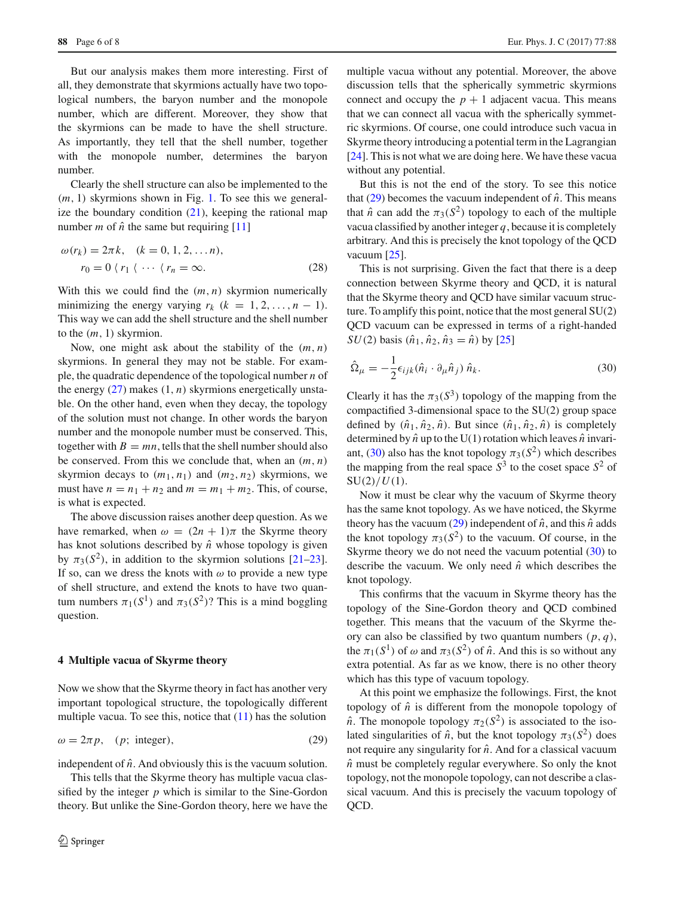But our analysis makes them more interesting. First of all, they demonstrate that skyrmions actually have two topological numbers, the baryon number and the monopole number, which are different. Moreover, they show that the skyrmions can be made to have the shell structure. As importantly, they tell that the shell number, together with the monopole number, determines the baryon number.

Clearly the shell structure can also be implemented to the $(m, 1)$ skyrmions shown in Fig. 1. To see this we generalize the boundary condition (21), keeping the rational map number $m$ of $\hat{n}$ the same but requiring [11]

$$\omega(r_k) = 2\pi k, \quad (k = 0, 1, 2, \ldots n), \\ r_0 = 0 \langle r_1 \langle \cdots \langle r_n = \infty. \tag{28}$$

With this we could find the $(m, n)$ skyrmion numerically minimizing the energy varying $r_k$ $(k = 1, 2, \ldots, n-1)$. This way we can add the shell structure and the shell number to the $(m, 1)$ skyrmion.

Now, one might ask about the stability of the $(m, n)$ skyrmions. In general they may not be stable. For example, the quadratic dependence of the topological number $n$ of the energy (27) makes $(1, n)$ skyrmions energetically unstable. On the other hand, even when they decay, the topology of the solution must not change. In other words the baryon number and the monopole number must be conserved. This, together with $B = mn$, tells that the shell number should also be conserved. From this we conclude that, when an $(m, n)$ skyrmion decays to $(m_1, n_1)$ and $(m_2, n_2)$ skyrmions, we must have $n = n_1 + n_2$ and $m = m_1 + m_2$. This, of course, is what is expected.

The above discussion raises another deep question. As we have remarked, when $\omega = (2n + 1)\pi$ the Skyrme theory has knot solutions described by $\hat{n}$ whose topology is given by $\pi_3(S^2)$, in addition to the skyrmion solutions [21–23]. If so, can we dress the knots with $\omega$ to provide a new type of shell structure, and extend the knots to have two quantum numbers $\pi_1(S^1)$ and $\pi_3(S^2)$? This is a mind boggling question.

## 4 Multiple vacua of Skyrme theory

Now we show that the Skyrme theory in fact has another very important topological structure, the topologically different multiple vacua. To see this, notice that (11) has the solution

$$\omega = 2\pi p, \quad (p;\ \text{integer}), \tag{29}$$

independent of $\hat{n}$. And obviously this is the vacuum solution.

This tells that the Skyrme theory has multiple vacua classified by the integer $p$ which is similar to the Sine-Gordon theory. But unlike the Sine-Gordon theory, here we have the multiple vacua without any potential. Moreover, the above discussion tells that the spherically symmetric skyrmions connect and occupy the $p + 1$ adjacent vacua. This means that we can connect all vacua with the spherically symmetric skyrmions. Of course, one could introduce such vacua in Skyrme theory introducing a potential term in the Lagrangian [24]. This is not what we are doing here. We have these vacua without any potential.

But this is not the end of the story. To see this notice that (29) becomes the vacuum independent of $\hat{n}$. This means that $\hat{n}$ can add the $\pi_3(S^2)$ topology to each of the multiple vacua classified by another integer $q$, because it is completely arbitrary. And this is precisely the knot topology of the QCD vacuum [25].

This is not surprising. Given the fact that there is a deep connection between Skyrme theory and QCD, it is natural that the Skyrme theory and QCD have similar vacuum structure. To amplify this point, notice that the most general SU(2) QCD vacuum can be expressed in terms of a right-handed $SU(2)$ basis $(\hat{n}_1, \hat{n}_2, \hat{n}_3 = \hat{n})$ by [25]

$$\hat{\Omega}_\mu = -\frac{1}{2}\epsilon_{ijk}(\hat{n}_i \cdot \partial_\mu \hat{n}_j)\, \hat{n}_k. \tag{30}$$

Clearly it has the $\pi_3(S^3)$ topology of the mapping from the compactified 3-dimensional space to the SU(2) group space defined by $(\hat{n}_1, \hat{n}_2, \hat{n})$. But since $(\hat{n}_1, \hat{n}_2, \hat{n})$ is completely determined by $\hat{n}$ up to the U(1) rotation which leaves $\hat{n}$ invariant, (30) also has the knot topology $\pi_3(S^2)$ which describes the mapping from the real space $S^3$ to the coset space $S^2$ of $\mathrm{SU}(2)/U(1)$.

Now it must be clear why the vacuum of Skyrme theory has the same knot topology. As we have noticed, the Skyrme theory has the vacuum (29) independent of $\hat{n}$, and this $\hat{n}$ adds the knot topology $\pi_3(S^2)$ to the vacuum. Of course, in the Skyrme theory we do not need the vacuum potential (30) to describe the vacuum. We only need $\hat{n}$ which describes the knot topology.

This confirms that the vacuum in Skyrme theory has the topology of the Sine-Gordon theory and QCD combined together. This means that the vacuum of the Skyrme theory can also be classified by two quantum numbers $(p, q)$, the $\pi_1(S^1)$ of $\omega$ and $\pi_3(S^2)$ of $\hat{n}$. And this is so without any extra potential. As far as we know, there is no other theory which has this type of vacuum topology.

At this point we emphasize the followings. First, the knot topology of $\hat{n}$ is different from the monopole topology of $\hat{n}$. The monopole topology $\pi_2(S^2)$ is associated to the isolated singularities of $\hat{n}$, but the knot topology $\pi_3(S^2)$ does not require any singularity for $\hat{n}$. And for a classical vacuum $\hat{n}$ must be completely regular everywhere. So only the knot topology, not the monopole topology, can not describe a classical vacuum. And this is precisely the vacuum topology of QCD.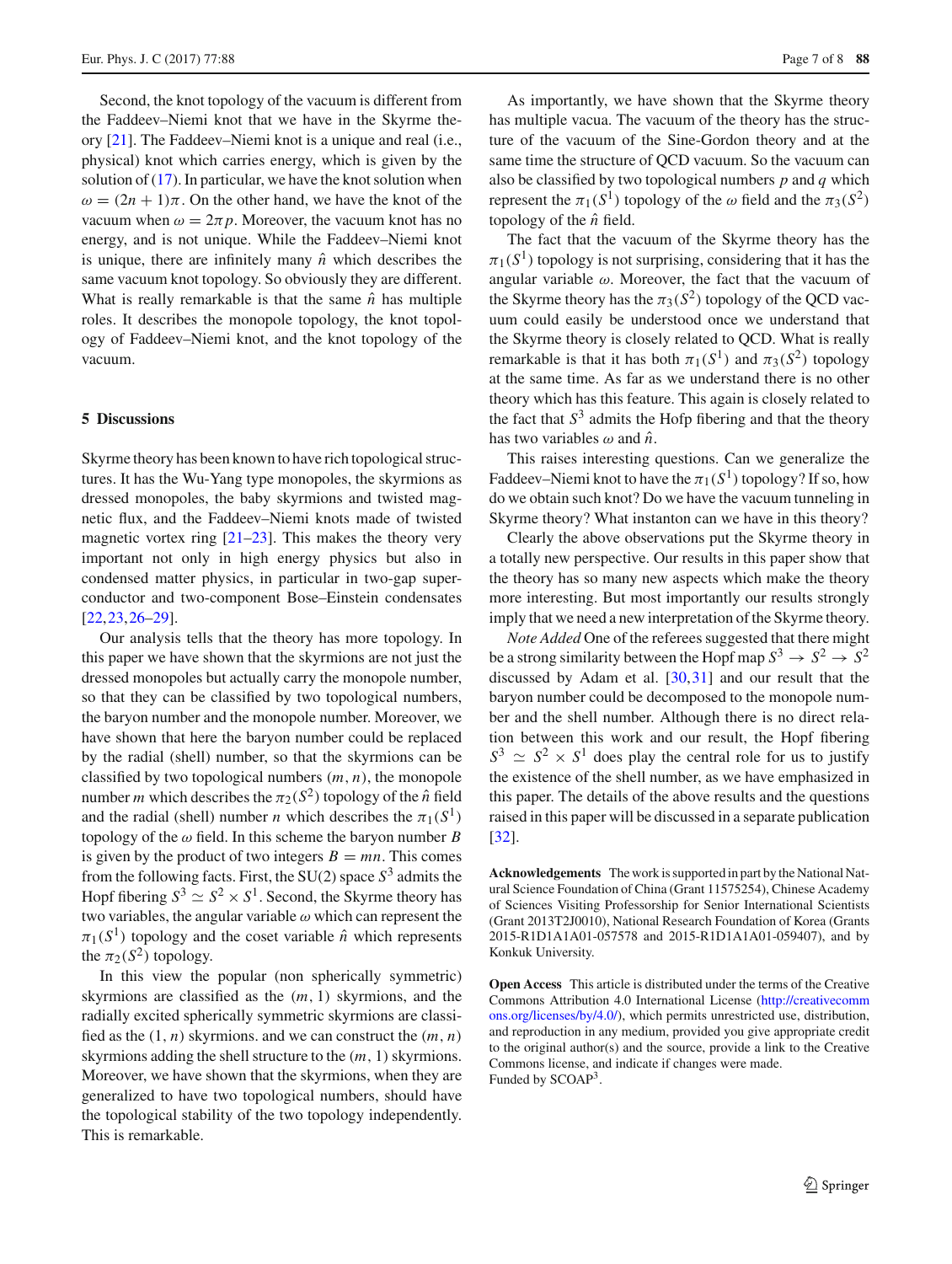Second, the knot topology of the vacuum is different from the Faddeev–Niemi knot that we have in the Skyrme theory [21]. The Faddeev–Niemi knot is a unique and real (i.e., physical) knot which carries energy, which is given by the solution of (17). In particular, we have the knot solution when $\omega = (2n+1)\pi$. On the other hand, we have the knot of the vacuum when $\omega = 2\pi p$. Moreover, the vacuum knot has no energy, and is not unique. While the Faddeev–Niemi knot is unique, there are infinitely many $\hat{n}$ which describes the same vacuum knot topology. So obviously they are different. What is really remarkable is that the same $\hat{n}$ has multiple roles. It describes the monopole topology, the knot topology of Faddeev–Niemi knot, and the knot topology of the vacuum.

## 5 Discussions

Skyrme theory has been known to have rich topological structures. It has the Wu-Yang type monopoles, the skyrmions as dressed monopoles, the baby skyrmions and twisted magnetic flux, and the Faddeev–Niemi knots made of twisted magnetic vortex ring [21–23]. This makes the theory very important not only in high energy physics but also in condensed matter physics, in particular in two-gap superconductor and two-component Bose–Einstein condensates [22,23,26–29].

Our analysis tells that the theory has more topology. In this paper we have shown that the skyrmions are not just the dressed monopoles but actually carry the monopole number, so that they can be classified by two topological numbers, the baryon number and the monopole number. Moreover, we have shown that here the baryon number could be replaced by the radial (shell) number, so that the skyrmions can be classified by two topological numbers $(m, n)$, the monopole number $m$ which describes the $\pi_2(S^2)$ topology of the $\hat{n}$ field and the radial (shell) number $n$ which describes the $\pi_1(S^1)$ topology of the $\omega$ field. In this scheme the baryon number $B$ is given by the product of two integers $B = mn$. This comes from the following facts. First, the SU(2) space $S^3$ admits the Hopf fibering $S^3 \simeq S^2 \times S^1$. Second, the Skyrme theory has two variables, the angular variable $\omega$ which can represent the $\pi_1(S^1)$ topology and the coset variable $\hat{n}$ which represents the $\pi_2(S^2)$ topology.

In this view the popular (non spherically symmetric) skyrmions are classified as the $(m, 1)$ skyrmions, and the radially excited spherically symmetric skyrmions are classified as the $(1, n)$ skyrmions. and we can construct the $(m, n)$ skyrmions adding the shell structure to the $(m, 1)$ skyrmions. Moreover, we have shown that the skyrmions, when they are generalized to have two topological numbers, should have the topological stability of the two topology independently. This is remarkable.

As importantly, we have shown that the Skyrme theory has multiple vacua. The vacuum of the theory has the structure of the vacuum of the Sine-Gordon theory and at the same time the structure of QCD vacuum. So the vacuum can also be classified by two topological numbers $p$ and $q$ which represent the $\pi_1(S^1)$ topology of the $\omega$ field and the $\pi_3(S^2)$ topology of the $\hat{n}$ field.

The fact that the vacuum of the Skyrme theory has the $\pi_1(S^1)$ topology is not surprising, considering that it has the angular variable $\omega$. Moreover, the fact that the vacuum of the Skyrme theory has the $\pi_3(S^2)$ topology of the QCD vacuum could easily be understood once we understand that the Skyrme theory is closely related to QCD. What is really remarkable is that it has both $\pi_1(S^1)$ and $\pi_3(S^2)$ topology at the same time. As far as we understand there is no other theory which has this feature. This again is closely related to the fact that $S^3$ admits the Hopf fibering and that the theory has two variables $\omega$ and $\hat{n}$.

This raises interesting questions. Can we generalize the Faddeev–Niemi knot to have the $\pi_1(S^1)$ topology? If so, how do we obtain such knot? Do we have the vacuum tunneling in Skyrme theory? What instanton can we have in this theory?

Clearly the above observations put the Skyrme theory in a totally new perspective. Our results in this paper show that the theory has so many new aspects which make the theory more interesting. But most importantly our results strongly imply that we need a new interpretation of the Skyrme theory.

*Note Added* One of the referees suggested that there might be a strong similarity between the Hopf map $S^3 \to S^2 \to S^2$ discussed by Adam et al. [30,31] and our result that the baryon number could be decomposed to the monopole number and the shell number. Although there is no direct relation between this work and our result, the Hopf fibering $S^3 \simeq S^2 \times S^1$ does play the central role for us to justify the existence of the shell number, as we have emphasized in this paper. The details of the above results and the questions raised in this paper will be discussed in a separate publication [32].

**Acknowledgements** The work is supported in part by the National Natural Science Foundation of China (Grant 11575254), Chinese Academy of Sciences Visiting Professorship for Senior International Scientists (Grant 2013T2J0010), National Research Foundation of Korea (Grants 2015-R1D1A1A01-057578 and 2015-R1D1A1A01-059407), and by Konkuk University.

**Open Access** This article is distributed under the terms of the Creative Commons Attribution 4.0 International License (http://creativecommons.org/licenses/by/4.0/), which permits unrestricted use, distribution, and reproduction in any medium, provided you give appropriate credit to the original author(s) and the source, provide a link to the Creative Commons license, and indicate if changes were made.
Funded by SCOAP$^3$.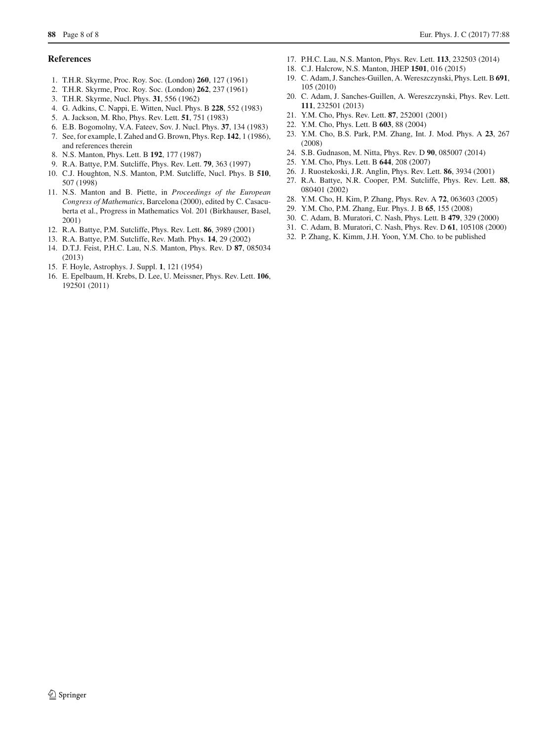## References

1. T.H.R. Skyrme, Proc. Roy. Soc. (London) **260**, 127 (1961)
2. T.H.R. Skyrme, Proc. Roy. Soc. (London) **262**, 237 (1961)
3. T.H.R. Skyrme, Nucl. Phys. **31**, 556 (1962)
4. G. Adkins, C. Nappi, E. Witten, Nucl. Phys. B **228**, 552 (1983)
5. A. Jackson, M. Rho, Phys. Rev. Lett. **51**, 751 (1983)
6. E.B. Bogomolny, V.A. Fateev, Sov. J. Nucl. Phys. **37**, 134 (1983)
7. See, for example, I. Zahed and G. Brown, Phys. Rep. **142**, 1 (1986), and references therein
8. N.S. Manton, Phys. Lett. B **192**, 177 (1987)
9. R.A. Battye, P.M. Sutcliffe, Phys. Rev. Lett. **79**, 363 (1997)
10. C.J. Houghton, N.S. Manton, P.M. Sutcliffe, Nucl. Phys. B **510**, 507 (1998)
11. N.S. Manton and B. Piette, in *Proceedings of the European Congress of Mathematics*, Barcelona (2000), edited by C. Casacuberta et al., Progress in Mathematics Vol. 201 (Birkhauser, Basel, 2001)
12. R.A. Battye, P.M. Sutcliffe, Phys. Rev. Lett. **86**, 3989 (2001)
13. R.A. Battye, P.M. Sutcliffe, Rev. Math. Phys. **14**, 29 (2002)
14. D.T.J. Feist, P.H.C. Lau, N.S. Manton, Phys. Rev. D **87**, 085034 (2013)
15. F. Hoyle, Astrophys. J. Suppl. **1**, 121 (1954)
16. E. Epelbaum, H. Krebs, D. Lee, U. Meissner, Phys. Rev. Lett. **106**, 192501 (2011)
17. P.H.C. Lau, N.S. Manton, Phys. Rev. Lett. **113**, 232503 (2014)
18. C.J. Halcrow, N.S. Manton, JHEP **1501**, 016 (2015)
19. C. Adam, J. Sanches-Guillen, A. Wereszczynski, Phys. Lett. B **691**, 105 (2010)
20. C. Adam, J. Sanches-Guillen, A. Wereszczynski, Phys. Rev. Lett. **111**, 232501 (2013)
21. Y.M. Cho, Phys. Rev. Lett. **87**, 252001 (2001)
22. Y.M. Cho, Phys. Lett. B **603**, 88 (2004)
23. Y.M. Cho, B.S. Park, P.M. Zhang, Int. J. Mod. Phys. A **23**, 267 (2008)
24. S.B. Gudnason, M. Nitta, Phys. Rev. D **90**, 085007 (2014)
25. Y.M. Cho, Phys. Lett. B **644**, 208 (2007)
26. J. Ruostekoski, J.R. Anglin, Phys. Rev. Lett. **86**, 3934 (2001)
27. R.A. Battye, N.R. Cooper, P.M. Sutcliffe, Phys. Rev. Lett. **88**, 080401 (2002)
28. Y.M. Cho, H. Kim, P. Zhang, Phys. Rev. A **72**, 063603 (2005)
29. Y.M. Cho, P.M. Zhang, Eur. Phys. J. B **65**, 155 (2008)
30. C. Adam, B. Muratori, C. Nash, Phys. Lett. B **479**, 329 (2000)
31. C. Adam, B. Muratori, C. Nash, Phys. Rev. D **61**, 105108 (2000)
32. P. Zhang, K. Kimm, J.H. Yoon, Y.M. Cho. to be published